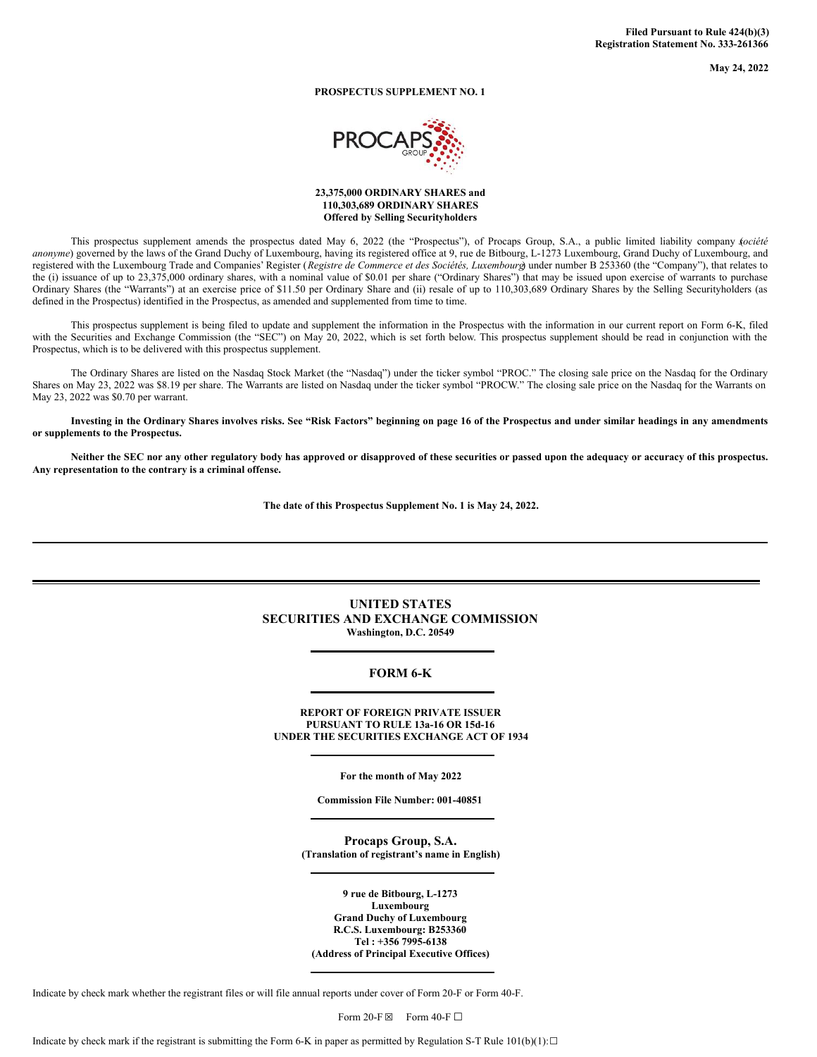**Filed Pursuant to Rule 424(b)(3)**
**Registration Statement No. 333-261366**

**May 24, 2022**

**PROSPECTUS SUPPLEMENT NO. 1**

**23,375,000 ORDINARY SHARES and**
**110,303,689 ORDINARY SHARES**
**Offered by Selling Securityholders**

This prospectus supplement amends the prospectus dated May 6, 2022 (the "Prospectus"), of Procaps Group, S.A., a public limited liability company (*société anonyme*) governed by the laws of the Grand Duchy of Luxembourg, having its registered office at 9, rue de Bitbourg, L-1273 Luxembourg, Grand Duchy of Luxembourg, and registered with the Luxembourg Trade and Companies' Register (*Registre de Commerce et des Sociétés, Luxembourg*) under number B 253360 (the "Company"), that relates to the (i) issuance of up to 23,375,000 ordinary shares, with a nominal value of $0.01 per share ("Ordinary Shares") that may be issued upon exercise of warrants to purchase Ordinary Shares (the "Warrants") at an exercise price of $11.50 per Ordinary Share and (ii) resale of up to 110,303,689 Ordinary Shares by the Selling Securityholders (as defined in the Prospectus) identified in the Prospectus, as amended and supplemented from time to time.

This prospectus supplement is being filed to update and supplement the information in the Prospectus with the information in our current report on Form 6-K, filed with the Securities and Exchange Commission (the "SEC") on May 20, 2022, which is set forth below. This prospectus supplement should be read in conjunction with the Prospectus, which is to be delivered with this prospectus supplement.

The Ordinary Shares are listed on the Nasdaq Stock Market (the "Nasdaq") under the ticker symbol "PROC." The closing sale price on the Nasdaq for the Ordinary Shares on May 23, 2022 was $8.19 per share. The Warrants are listed on Nasdaq under the ticker symbol "PROCW." The closing sale price on the Nasdaq for the Warrants on May 23, 2022 was $0.70 per warrant.

**Investing in the Ordinary Shares involves risks. See "Risk Factors" beginning on page 16 of the Prospectus and under similar headings in any amendments or supplements to the Prospectus.**

**Neither the SEC nor any other regulatory body has approved or disapproved of these securities or passed upon the adequacy or accuracy of this prospectus. Any representation to the contrary is a criminal offense.**

**The date of this Prospectus Supplement No. 1 is May 24, 2022.**

---

# UNITED STATES
# SECURITIES AND EXCHANGE COMMISSION
**Washington, D.C. 20549**

## FORM 6-K

**REPORT OF FOREIGN PRIVATE ISSUER**
**PURSUANT TO RULE 13a-16 OR 15d-16**
**UNDER THE SECURITIES EXCHANGE ACT OF 1934**

**For the month of May 2022**

**Commission File Number: 001-40851**

**Procaps Group, S.A.**
**(Translation of registrant's name in English)**

**9 rue de Bitbourg, L-1273**
**Luxembourg**
**Grand Duchy of Luxembourg**
**R.C.S. Luxembourg: B253360**
**Tel : +356 7995-6138**
**(Address of Principal Executive Offices)**

Indicate by check mark whether the registrant files or will file annual reports under cover of Form 20-F or Form 40-F.

Form 20-F ☒ Form 40-F ☐

Indicate by check mark if the registrant is submitting the Form 6-K in paper as permitted by Regulation S-T Rule 101(b)(1): ☐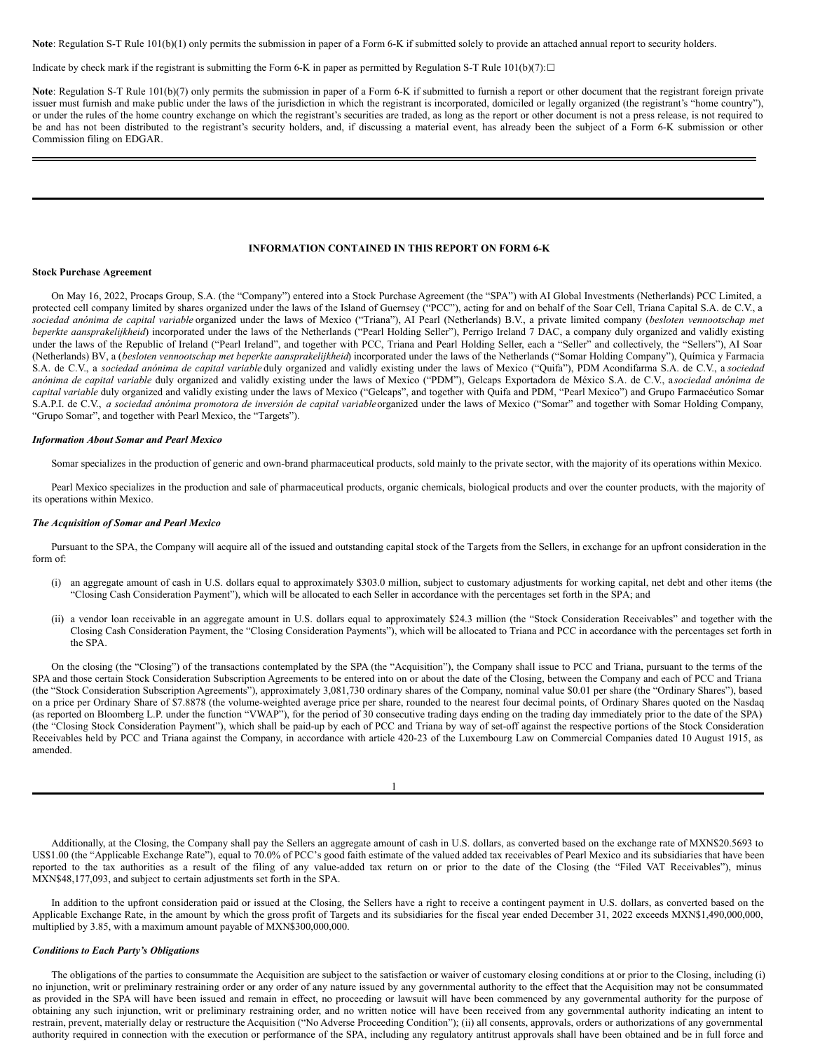**Note**: Regulation S-T Rule 101(b)(1) only permits the submission in paper of a Form 6-K if submitted solely to provide an attached annual report to security holders.

Indicate by check mark if the registrant is submitting the Form 6-K in paper as permitted by Regulation S-T Rule 101(b)(7): ☐

**Note**: Regulation S-T Rule 101(b)(7) only permits the submission in paper of a Form 6-K if submitted to furnish a report or other document that the registrant foreign private issuer must furnish and make public under the laws of the jurisdiction in which the registrant is incorporated, domiciled or legally organized (the registrant's "home country"), or under the rules of the home country exchange on which the registrant's securities are traded, as long as the report or other document is not a press release, is not required to be and has not been distributed to the registrant's security holders, and, if discussing a material event, has already been the subject of a Form 6-K submission or other Commission filing on EDGAR.

---

**INFORMATION CONTAINED IN THIS REPORT ON FORM 6-K**

**Stock Purchase Agreement**

On May 16, 2022, Procaps Group, S.A. (the "Company") entered into a Stock Purchase Agreement (the "SPA") with AI Global Investments (Netherlands) PCC Limited, a protected cell company limited by shares organized under the laws of the Island of Guernsey ("PCC"), acting for and on behalf of the Soar Cell, Triana Capital S.A. de C.V., a *sociedad anónima de capital variable* organized under the laws of Mexico ("Triana"), AI Pearl (Netherlands) B.V., a private limited company (*besloten vennootschap met beperkte aansprakelijkheid*) incorporated under the laws of the Netherlands ("Pearl Holding Seller"), Perrigo Ireland 7 DAC, a company duly organized and validly existing under the laws of the Republic of Ireland ("Pearl Ireland", and together with PCC, Triana and Pearl Holding Seller, each a "Seller" and collectively, the "Sellers"), AI Soar (Netherlands) BV, a (*besloten vennootschap met beperkte aansprakelijkheid*) incorporated under the laws of the Netherlands ("Somar Holding Company"), Química y Farmacia S.A. de C.V., a *sociedad anónima de capital variable* duly organized and validly existing under the laws of Mexico ("Quifa"), PDM Acondifarma S.A. de C.V., a *sociedad anónima de capital variable* duly organized and validly existing under the laws of Mexico ("PDM"), Gelcaps Exportadora de México S.A. de C.V., a *sociedad anónima de capital variable* duly organized and validly existing under the laws of Mexico ("Gelcaps", and together with Quifa and PDM, "Pearl Mexico") and Grupo Farmacéutico Somar S.A.P.I. de C.V., *a sociedad anónima promotora de inversión de capital variable* organized under the laws of Mexico ("Somar" and together with Somar Holding Company, "Grupo Somar", and together with Pearl Mexico, the "Targets").

***Information About Somar and Pearl Mexico***

Somar specializes in the production of generic and own-brand pharmaceutical products, sold mainly to the private sector, with the majority of its operations within Mexico.

Pearl Mexico specializes in the production and sale of pharmaceutical products, organic chemicals, biological products and over the counter products, with the majority of its operations within Mexico.

***The Acquisition of Somar and Pearl Mexico***

Pursuant to the SPA, the Company will acquire all of the issued and outstanding capital stock of the Targets from the Sellers, in exchange for an upfront consideration in the form of:

(i) an aggregate amount of cash in U.S. dollars equal to approximately $303.0 million, subject to customary adjustments for working capital, net debt and other items (the "Closing Cash Consideration Payment"), which will be allocated to each Seller in accordance with the percentages set forth in the SPA; and

(ii) a vendor loan receivable in an aggregate amount in U.S. dollars equal to approximately $24.3 million (the "Stock Consideration Receivables" and together with the Closing Cash Consideration Payment, the "Closing Consideration Payments"), which will be allocated to Triana and PCC in accordance with the percentages set forth in the SPA.

On the closing (the "Closing") of the transactions contemplated by the SPA (the "Acquisition"), the Company shall issue to PCC and Triana, pursuant to the terms of the SPA and those certain Stock Consideration Subscription Agreements to be entered into on or about the date of the Closing, between the Company and each of PCC and Triana (the "Stock Consideration Subscription Agreements"), approximately 3,081,730 ordinary shares of the Company, nominal value $0.01 per share (the "Ordinary Shares"), based on a price per Ordinary Share of $7.8878 (the volume-weighted average price per share, rounded to the nearest four decimal points, of Ordinary Shares quoted on the Nasdaq (as reported on Bloomberg L.P. under the function "VWAP"), for the period of 30 consecutive trading days ending on the trading day immediately prior to the date of the SPA) (the "Closing Stock Consideration Payment"), which shall be paid-up by each of PCC and Triana by way of set-off against the respective portions of the Stock Consideration Receivables held by PCC and Triana against the Company, in accordance with article 420-23 of the Luxembourg Law on Commercial Companies dated 10 August 1915, as amended.

---

Additionally, at the Closing, the Company shall pay the Sellers an aggregate amount of cash in U.S. dollars, as converted based on the exchange rate of MXN$20.5693 to US$1.00 (the "Applicable Exchange Rate"), equal to 70.0% of PCC's good faith estimate of the valued added tax receivables of Pearl Mexico and its subsidiaries that have been reported to the tax authorities as a result of the filing of any value-added tax return on or prior to the date of the Closing (the "Filed VAT Receivables"), minus MXN$48,177,093, and subject to certain adjustments set forth in the SPA.

In addition to the upfront consideration paid or issued at the Closing, the Sellers have a right to receive a contingent payment in U.S. dollars, as converted based on the Applicable Exchange Rate, in the amount by which the gross profit of Targets and its subsidiaries for the fiscal year ended December 31, 2022 exceeds MXN$1,490,000,000, multiplied by 3.85, with a maximum amount payable of MXN$300,000,000.

***Conditions to Each Party's Obligations***

The obligations of the parties to consummate the Acquisition are subject to the satisfaction or waiver of customary closing conditions at or prior to the Closing, including (i) no injunction, writ or preliminary restraining order or any order of any nature issued by any governmental authority to the effect that the Acquisition may not be consummated as provided in the SPA will have been issued and remain in effect, no proceeding or lawsuit will have been commenced by any governmental authority for the purpose of obtaining any such injunction, writ or preliminary restraining order, and no written notice will have been received from any governmental authority indicating an intent to restrain, prevent, materially delay or restructure the Acquisition ("No Adverse Proceeding Condition"); (ii) all consents, approvals, orders or authorizations of any governmental authority required in connection with the execution or performance of the SPA, including any regulatory antitrust approvals shall have been obtained and be in full force and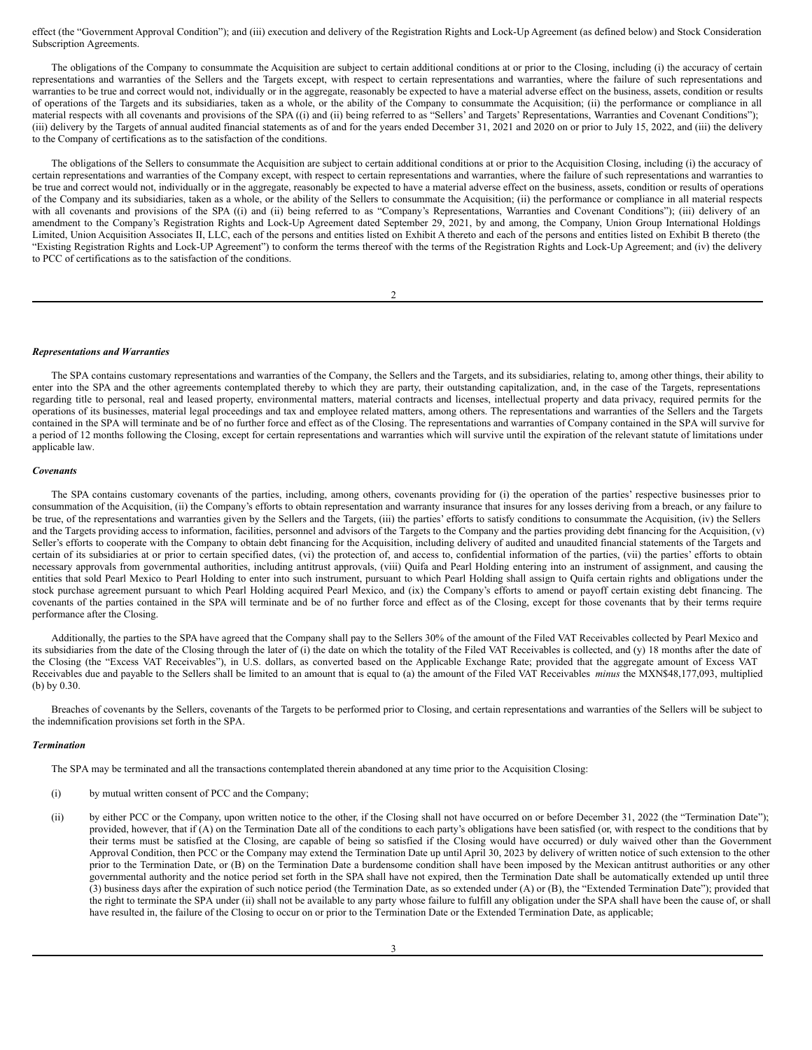effect (the "Government Approval Condition"); and (iii) execution and delivery of the Registration Rights and Lock-Up Agreement (as defined below) and Stock Consideration Subscription Agreements.

The obligations of the Company to consummate the Acquisition are subject to certain additional conditions at or prior to the Closing, including (i) the accuracy of certain representations and warranties of the Sellers and the Targets except, with respect to certain representations and warranties, where the failure of such representations and warranties to be true and correct would not, individually or in the aggregate, reasonably be expected to have a material adverse effect on the business, assets, condition or results of operations of the Targets and its subsidiaries, taken as a whole, or the ability of the Company to consummate the Acquisition; (ii) the performance or compliance in all material respects with all covenants and provisions of the SPA ((i) and (ii) being referred to as "Sellers' and Targets' Representations, Warranties and Covenant Conditions"); (iii) delivery by the Targets of annual audited financial statements as of and for the years ended December 31, 2021 and 2020 on or prior to July 15, 2022, and (iii) the delivery to the Company of certifications as to the satisfaction of the conditions.

The obligations of the Sellers to consummate the Acquisition are subject to certain additional conditions at or prior to the Acquisition Closing, including (i) the accuracy of certain representations and warranties of the Company except, with respect to certain representations and warranties, where the failure of such representations and warranties to be true and correct would not, individually or in the aggregate, reasonably be expected to have a material adverse effect on the business, assets, condition or results of operations of the Company and its subsidiaries, taken as a whole, or the ability of the Sellers to consummate the Acquisition; (ii) the performance or compliance in all material respects with all covenants and provisions of the SPA ((i) and (ii) being referred to as "Company's Representations, Warranties and Covenant Conditions"); (iii) delivery of an amendment to the Company's Registration Rights and Lock-Up Agreement dated September 29, 2021, by and among, the Company, Union Group International Holdings Limited, Union Acquisition Associates II, LLC, each of the persons and entities listed on Exhibit A thereto and each of the persons and entities listed on Exhibit B thereto (the "Existing Registration Rights and Lock-UP Agreement") to conform the terms thereof with the terms of the Registration Rights and Lock-Up Agreement; and (iv) the delivery to PCC of certifications as to the satisfaction of the conditions.

### *Representations and Warranties*

The SPA contains customary representations and warranties of the Company, the Sellers and the Targets, and its subsidiaries, relating to, among other things, their ability to enter into the SPA and the other agreements contemplated thereby to which they are party, their outstanding capitalization, and, in the case of the Targets, representations regarding title to personal, real and leased property, environmental matters, material contracts and licenses, intellectual property and data privacy, required permits for the operations of its businesses, material legal proceedings and tax and employee related matters, among others. The representations and warranties of the Sellers and the Targets contained in the SPA will terminate and be of no further force and effect as of the Closing. The representations and warranties of Company contained in the SPA will survive for a period of 12 months following the Closing, except for certain representations and warranties which will survive until the expiration of the relevant statute of limitations under applicable law.

### *Covenants*

The SPA contains customary covenants of the parties, including, among others, covenants providing for (i) the operation of the parties' respective businesses prior to consummation of the Acquisition, (ii) the Company's efforts to obtain representation and warranty insurance that insures for any losses deriving from a breach, or any failure to be true, of the representations and warranties given by the Sellers and the Targets, (iii) the parties' efforts to satisfy conditions to consummate the Acquisition, (iv) the Sellers and the Targets providing access to information, facilities, personnel and advisors of the Targets to the Company and the parties providing debt financing for the Acquisition, (v) Seller's efforts to cooperate with the Company to obtain debt financing for the Acquisition, including delivery of audited and unaudited financial statements of the Targets and certain of its subsidiaries at or prior to certain specified dates, (vi) the protection of, and access to, confidential information of the parties, (vii) the parties' efforts to obtain necessary approvals from governmental authorities, including antitrust approvals, (viii) Quifa and Pearl Holding entering into an instrument of assignment, and causing the entities that sold Pearl Mexico to Pearl Holding to enter into such instrument, pursuant to which Pearl Holding shall assign to Quifa certain rights and obligations under the stock purchase agreement pursuant to which Pearl Holding acquired Pearl Mexico, and (ix) the Company's efforts to amend or payoff certain existing debt financing. The covenants of the parties contained in the SPA will terminate and be of no further force and effect as of the Closing, except for those covenants that by their terms require performance after the Closing.

Additionally, the parties to the SPA have agreed that the Company shall pay to the Sellers 30% of the amount of the Filed VAT Receivables collected by Pearl Mexico and its subsidiaries from the date of the Closing through the later of (i) the date on which the totality of the Filed VAT Receivables is collected, and (y) 18 months after the date of the Closing (the "Excess VAT Receivables"), in U.S. dollars, as converted based on the Applicable Exchange Rate; provided that the aggregate amount of Excess VAT Receivables due and payable to the Sellers shall be limited to an amount that is equal to (a) the amount of the Filed VAT Receivables *minus* the MXN$48,177,093, multiplied (b) by 0.30.

Breaches of covenants by the Sellers, covenants of the Targets to be performed prior to Closing, and certain representations and warranties of the Sellers will be subject to the indemnification provisions set forth in the SPA.

### *Termination*

The SPA may be terminated and all the transactions contemplated therein abandoned at any time prior to the Acquisition Closing:

(i) by mutual written consent of PCC and the Company;

(ii) by either PCC or the Company, upon written notice to the other, if the Closing shall not have occurred on or before December 31, 2022 (the "Termination Date"); provided, however, that if (A) on the Termination Date all of the conditions to each party's obligations have been satisfied (or, with respect to the conditions that by their terms must be satisfied at the Closing, are capable of being so satisfied if the Closing would have occurred) or duly waived other than the Government Approval Condition, then PCC or the Company may extend the Termination Date up until April 30, 2023 by delivery of written notice of such extension to the other prior to the Termination Date, or (B) on the Termination Date a burdensome condition shall have been imposed by the Mexican antitrust authorities or any other governmental authority and the notice period set forth in the SPA shall have not expired, then the Termination Date shall be automatically extended up until three (3) business days after the expiration of such notice period (the Termination Date, as so extended under (A) or (B), the "Extended Termination Date"); provided that the right to terminate the SPA under (ii) shall not be available to any party whose failure to fulfill any obligation under the SPA shall have been the cause of, or shall have resulted in, the failure of the Closing to occur on or prior to the Termination Date or the Extended Termination Date, as applicable;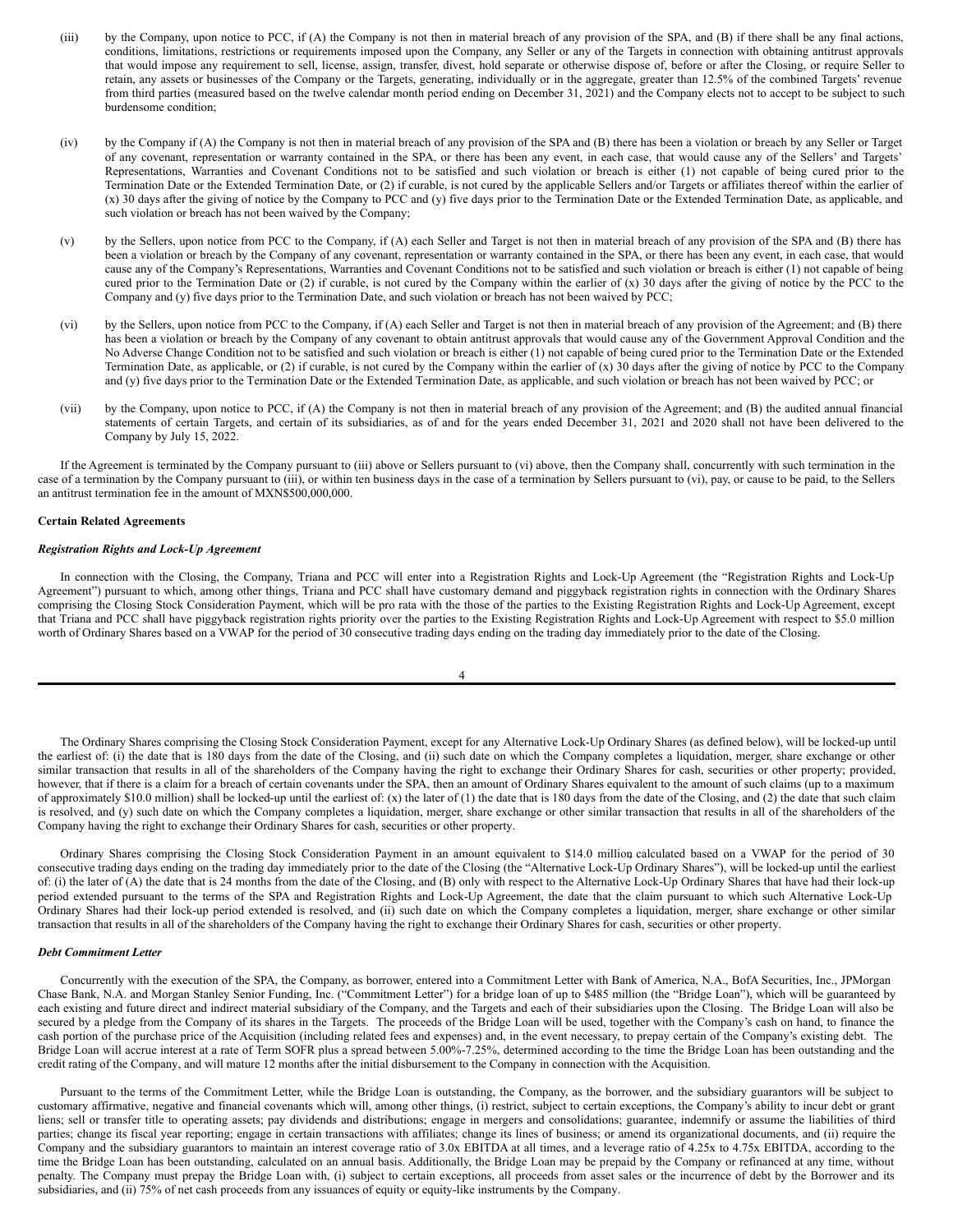(iii) by the Company, upon notice to PCC, if (A) the Company is not then in material breach of any provision of the SPA, and (B) if there shall be any final actions, conditions, limitations, restrictions or requirements imposed upon the Company, any Seller or any of the Targets in connection with obtaining antitrust approvals that would impose any requirement to sell, license, assign, transfer, divest, hold separate or otherwise dispose of, before or after the Closing, or require Seller to retain, any assets or businesses of the Company or the Targets, generating, individually or in the aggregate, greater than 12.5% of the combined Targets' revenue from third parties (measured based on the twelve calendar month period ending on December 31, 2021) and the Company elects not to accept to be subject to such burdensome condition;

(iv) by the Company if (A) the Company is not then in material breach of any provision of the SPA and (B) there has been a violation or breach by any Seller or Target of any covenant, representation or warranty contained in the SPA, or there has been any event, in each case, that would cause any of the Sellers' and Targets' Representations, Warranties and Covenant Conditions not to be satisfied and such violation or breach is either (1) not capable of being cured prior to the Termination Date or the Extended Termination Date, or (2) if curable, is not cured by the applicable Sellers and/or Targets or affiliates thereof within the earlier of (x) 30 days after the giving of notice by the Company to PCC and (y) five days prior to the Termination Date or the Extended Termination Date, as applicable, and such violation or breach has not been waived by the Company;

(v) by the Sellers, upon notice from PCC to the Company, if (A) each Seller and Target is not then in material breach of any provision of the SPA and (B) there has been a violation or breach by the Company of any covenant, representation or warranty contained in the SPA, or there has been any event, in each case, that would cause any of the Company's Representations, Warranties and Covenant Conditions not to be satisfied and such violation or breach is either (1) not capable of being cured prior to the Termination Date or (2) if curable, is not cured by the Company within the earlier of (x) 30 days after the giving of notice by the PCC to the Company and (y) five days prior to the Termination Date, and such violation or breach has not been waived by PCC;

(vi) by the Sellers, upon notice from PCC to the Company, if (A) each Seller and Target is not then in material breach of any provision of the Agreement; and (B) there has been a violation or breach by the Company of any covenant to obtain antitrust approvals that would cause any of the Government Approval Condition and the No Adverse Change Condition not to be satisfied and such violation or breach is either (1) not capable of being cured prior to the Termination Date or the Extended Termination Date, as applicable, or (2) if curable, is not cured by the Company within the earlier of (x) 30 days after the giving of notice by PCC to the Company and (y) five days prior to the Termination Date or the Extended Termination Date, as applicable, and such violation or breach has not been waived by PCC; or

(vii) by the Company, upon notice to PCC, if (A) the Company is not then in material breach of any provision of the Agreement; and (B) the audited annual financial statements of certain Targets, and certain of its subsidiaries, as of and for the years ended December 31, 2021 and 2020 shall not have been delivered to the Company by July 15, 2022.

If the Agreement is terminated by the Company pursuant to (iii) above or Sellers pursuant to (vi) above, then the Company shall, concurrently with such termination in the case of a termination by the Company pursuant to (iii), or within ten business days in the case of a termination by Sellers pursuant to (vi), pay, or cause to be paid, to the Sellers an antitrust termination fee in the amount of MXN$500,000,000.

**Certain Related Agreements**

***Registration Rights and Lock-Up Agreement***

In connection with the Closing, the Company, Triana and PCC will enter into a Registration Rights and Lock-Up Agreement (the "Registration Rights and Lock-Up Agreement") pursuant to which, among other things, Triana and PCC shall have customary demand and piggyback registration rights in connection with the Ordinary Shares comprising the Closing Stock Consideration Payment, which will be pro rata with the those of the parties to the Existing Registration Rights and Lock-Up Agreement, except that Triana and PCC shall have piggyback registration rights priority over the parties to the Existing Registration Rights and Lock-Up Agreement with respect to $5.0 million worth of Ordinary Shares based on a VWAP for the period of 30 consecutive trading days ending on the trading day immediately prior to the date of the Closing.

The Ordinary Shares comprising the Closing Stock Consideration Payment, except for any Alternative Lock-Up Ordinary Shares (as defined below), will be locked-up until the earliest of: (i) the date that is 180 days from the date of the Closing, and (ii) such date on which the Company completes a liquidation, merger, share exchange or other similar transaction that results in all of the shareholders of the Company having the right to exchange their Ordinary Shares for cash, securities or other property; provided, however, that if there is a claim for a breach of certain covenants under the SPA, then an amount of Ordinary Shares equivalent to the amount of such claims (up to a maximum of approximately $10.0 million) shall be locked-up until the earliest of: (x) the later of (1) the date that is 180 days from the date of the Closing, and (2) the date that such claim is resolved, and (y) such date on which the Company completes a liquidation, merger, share exchange or other similar transaction that results in all of the shareholders of the Company having the right to exchange their Ordinary Shares for cash, securities or other property.

Ordinary Shares comprising the Closing Stock Consideration Payment in an amount equivalent to $14.0 million calculated based on a VWAP for the period of 30 consecutive trading days ending on the trading day immediately prior to the date of the Closing (the "Alternative Lock-Up Ordinary Shares"), will be locked-up until the earliest of: (i) the later of (A) the date that is 24 months from the date of the Closing, and (B) only with respect to the Alternative Lock-Up Ordinary Shares that have had their lock-up period extended pursuant to the terms of the SPA and Registration Rights and Lock-Up Agreement, the date that the claim pursuant to which such Alternative Lock-Up Ordinary Shares had their lock-up period extended is resolved, and (ii) such date on which the Company completes a liquidation, merger, share exchange or other similar transaction that results in all of the shareholders of the Company having the right to exchange their Ordinary Shares for cash, securities or other property.

***Debt Commitment Letter***

Concurrently with the execution of the SPA, the Company, as borrower, entered into a Commitment Letter with Bank of America, N.A., BofA Securities, Inc., JPMorgan Chase Bank, N.A. and Morgan Stanley Senior Funding, Inc. ("Commitment Letter") for a bridge loan of up to $485 million (the "Bridge Loan"), which will be guaranteed by each existing and future direct and indirect material subsidiary of the Company, and the Targets and each of their subsidiaries upon the Closing. The Bridge Loan will also be secured by a pledge from the Company of its shares in the Targets. The proceeds of the Bridge Loan will be used, together with the Company's cash on hand, to finance the cash portion of the purchase price of the Acquisition (including related fees and expenses) and, in the event necessary, to prepay certain of the Company's existing debt. The Bridge Loan will accrue interest at a rate of Term SOFR plus a spread between 5.00%-7.25%, determined according to the time the Bridge Loan has been outstanding and the credit rating of the Company, and will mature 12 months after the initial disbursement to the Company in connection with the Acquisition.

Pursuant to the terms of the Commitment Letter, while the Bridge Loan is outstanding, the Company, as the borrower, and the subsidiary guarantors will be subject to customary affirmative, negative and financial covenants which will, among other things, (i) restrict, subject to certain exceptions, the Company's ability to incur debt or grant liens; sell or transfer title to operating assets; pay dividends and distributions; engage in mergers and consolidations; guarantee, indemnify or assume the liabilities of third parties; change its fiscal year reporting; engage in certain transactions with affiliates; change its lines of business; or amend its organizational documents, and (ii) require the Company and the subsidiary guarantors to maintain an interest coverage ratio of 3.0x EBITDA at all times, and a leverage ratio of 4.25x to 4.75x EBITDA, according to the time the Bridge Loan has been outstanding, calculated on an annual basis. Additionally, the Bridge Loan may be prepaid by the Company or refinanced at any time, without penalty. The Company must prepay the Bridge Loan with, (i) subject to certain exceptions, all proceeds from asset sales or the incurrence of debt by the Borrower and its subsidiaries, and (ii) 75% of net cash proceeds from any issuances of equity or equity-like instruments by the Company.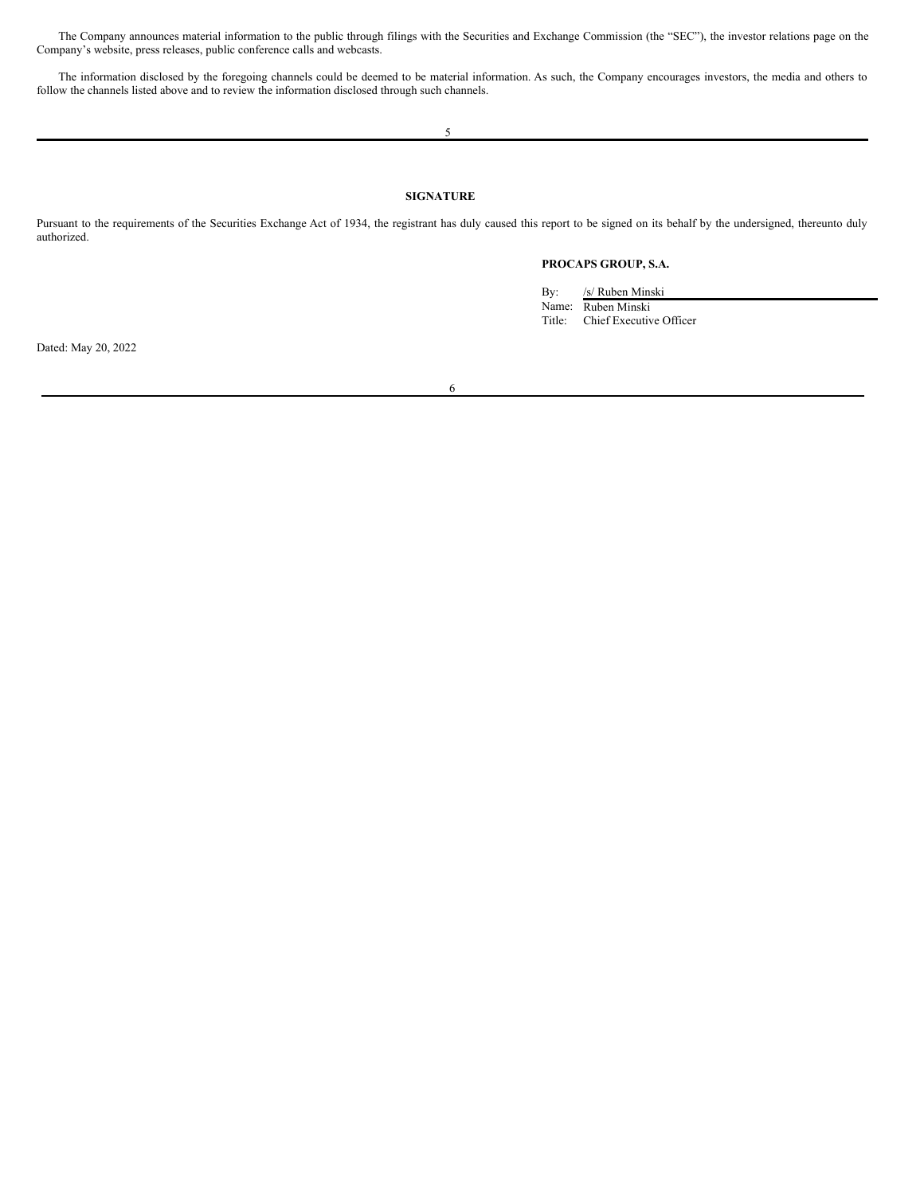The Company announces material information to the public through filings with the Securities and Exchange Commission (the "SEC"), the investor relations page on the Company's website, press releases, public conference calls and webcasts.

The information disclosed by the foregoing channels could be deemed to be material information. As such, the Company encourages investors, the media and others to follow the channels listed above and to review the information disclosed through such channels.

## SIGNATURE

Pursuant to the requirements of the Securities Exchange Act of 1934, the registrant has duly caused this report to be signed on its behalf by the undersigned, thereunto duly authorized.

**PROCAPS GROUP, S.A.**

By: /s/ Ruben Minski
Name: Ruben Minski
Title: Chief Executive Officer

Dated: May 20, 2022